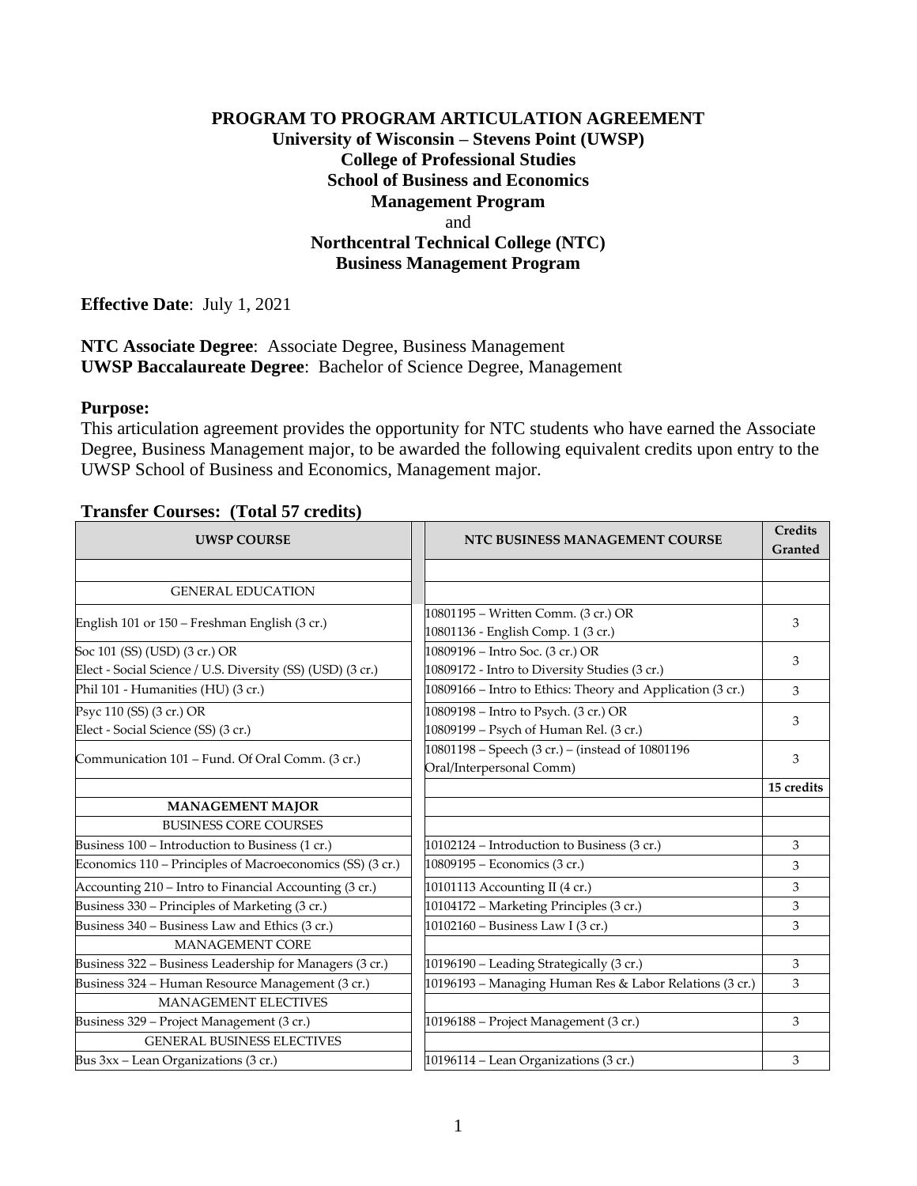# PROGRAM TO PROGRAM ARTICULATION AGREEMENT

**University of Wisconsin – Stevens Point (UWSP)**
**College of Professional Studies**
**School of Business and Economics**
**Management Program**
and
**Northcentral Technical College (NTC)**
**Business Management Program**

**Effective Date**: July 1, 2021

**NTC Associate Degree**: Associate Degree, Business Management
**UWSP Baccalaureate Degree**: Bachelor of Science Degree, Management

**Purpose:**
This articulation agreement provides the opportunity for NTC students who have earned the Associate Degree, Business Management major, to be awarded the following equivalent credits upon entry to the UWSP School of Business and Economics, Management major.

**Transfer Courses: (Total 57 credits)**

| UWSP COURSE | NTC BUSINESS MANAGEMENT COURSE | Credits Granted |
|---|---|---|
| | | |
| GENERAL EDUCATION | | |
| English 101 or 150 – Freshman English (3 cr.) | 10801195 – Written Comm. (3 cr.) OR<br>10801136 - English Comp. 1 (3 cr.) | 3 |
| Soc 101 (SS) (USD) (3 cr.) OR<br>Elect - Social Science / U.S. Diversity (SS) (USD) (3 cr.) | 10809196 – Intro Soc. (3 cr.) OR<br>10809172 - Intro to Diversity Studies (3 cr.) | 3 |
| Phil 101 - Humanities (HU) (3 cr.) | 10809166 – Intro to Ethics: Theory and Application (3 cr.) | 3 |
| Psyc 110 (SS) (3 cr.) OR<br>Elect - Social Science (SS) (3 cr.) | 10809198 – Intro to Psych. (3 cr.) OR<br>10809199 – Psych of Human Rel. (3 cr.) | 3 |
| Communication 101 – Fund. Of Oral Comm. (3 cr.) | 10801198 – Speech (3 cr.) – (instead of 10801196 Oral/Interpersonal Comm) | 3 |
| | | **15 credits** |
| **MANAGEMENT MAJOR** | | |
| BUSINESS CORE COURSES | | |
| Business 100 – Introduction to Business (1 cr.) | 10102124 – Introduction to Business (3 cr.) | 3 |
| Economics 110 – Principles of Macroeconomics (SS) (3 cr.) | 10809195 – Economics (3 cr.) | 3 |
| Accounting 210 – Intro to Financial Accounting (3 cr.) | 10101113 Accounting II (4 cr.) | 3 |
| Business 330 – Principles of Marketing (3 cr.) | 10104172 – Marketing Principles (3 cr.) | 3 |
| Business 340 – Business Law and Ethics (3 cr.) | 10102160 – Business Law I (3 cr.) | 3 |
| MANAGEMENT CORE | | |
| Business 322 – Business Leadership for Managers (3 cr.) | 10196190 – Leading Strategically (3 cr.) | 3 |
| Business 324 – Human Resource Management (3 cr.) | 10196193 – Managing Human Res & Labor Relations (3 cr.) | 3 |
| MANAGEMENT ELECTIVES | | |
| Business 329 – Project Management (3 cr.) | 10196188 – Project Management (3 cr.) | 3 |
| GENERAL BUSINESS ELECTIVES | | |
| Bus 3xx – Lean Organizations (3 cr.) | 10196114 – Lean Organizations (3 cr.) | 3 |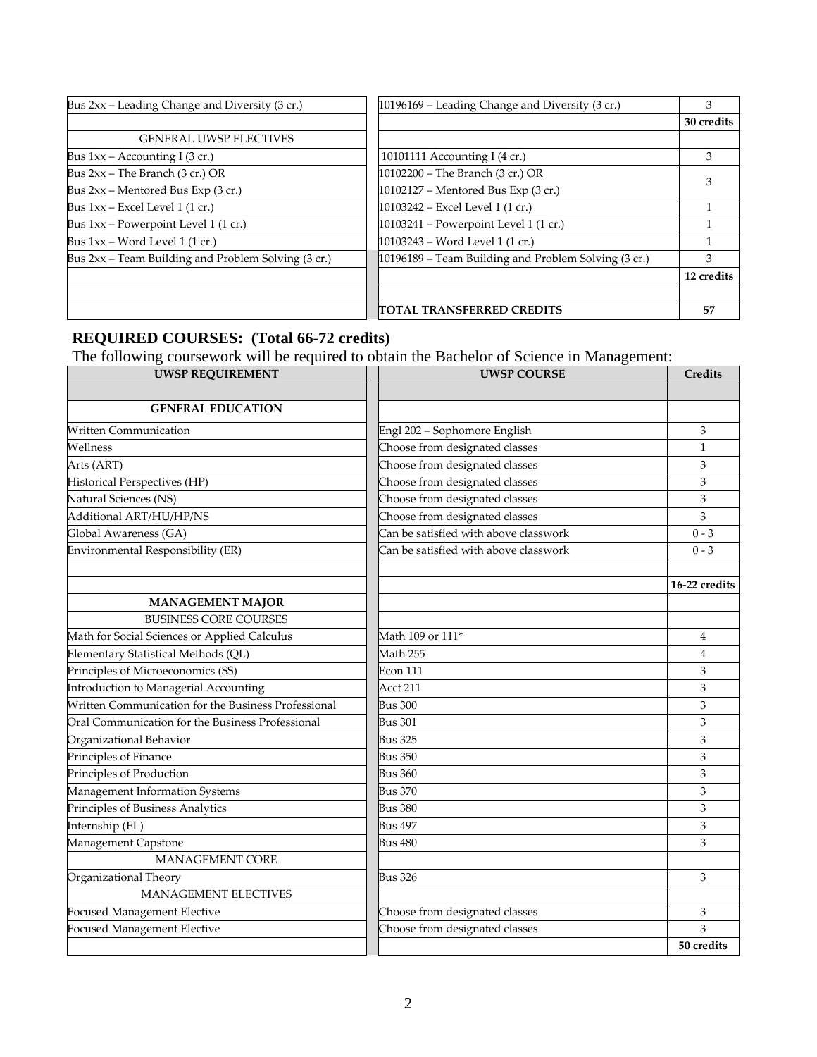| | | |
|---|---|---|
| Bus 2xx – Leading Change and Diversity (3 cr.) | 10196169 – Leading Change and Diversity (3 cr.) | 3 |
| | | **30 credits** |
| GENERAL UWSP ELECTIVES | | |
| Bus 1xx – Accounting I (3 cr.) | 10101111 Accounting I (4 cr.) | 3 |
| Bus 2xx – The Branch (3 cr.) OR<br>Bus 2xx – Mentored Bus Exp (3 cr.) | 10102200 – The Branch (3 cr.) OR<br>10102127 – Mentored Bus Exp (3 cr.) | 3 |
| Bus 1xx – Excel Level 1 (1 cr.) | 10103242 – Excel Level 1 (1 cr.) | 1 |
| Bus 1xx – Powerpoint Level 1 (1 cr.) | 10103241 – Powerpoint Level 1 (1 cr.) | 1 |
| Bus 1xx – Word Level 1 (1 cr.) | 10103243 – Word Level 1 (1 cr.) | 1 |
| Bus 2xx – Team Building and Problem Solving (3 cr.) | 10196189 – Team Building and Problem Solving (3 cr.) | 3 |
| | | **12 credits** |
| | | |
| | **TOTAL TRANSFERRED CREDITS** | **57** |

## REQUIRED COURSES: (Total 66-72 credits)

The following coursework will be required to obtain the Bachelor of Science in Management:

| UWSP REQUIREMENT | UWSP COURSE | Credits |
|---|---|---|
| | | |
| **GENERAL EDUCATION** | | |
| Written Communication | Engl 202 – Sophomore English | 3 |
| Wellness | Choose from designated classes | 1 |
| Arts (ART) | Choose from designated classes | 3 |
| Historical Perspectives (HP) | Choose from designated classes | 3 |
| Natural Sciences (NS) | Choose from designated classes | 3 |
| Additional ART/HU/HP/NS | Choose from designated classes | 3 |
| Global Awareness (GA) | Can be satisfied with above classwork | 0 - 3 |
| Environmental Responsibility (ER) | Can be satisfied with above classwork | 0 - 3 |
| | | |
| | | **16-22 credits** |
| **MANAGEMENT MAJOR** | | |
| BUSINESS CORE COURSES | | |
| Math for Social Sciences or Applied Calculus | Math 109 or 111* | 4 |
| Elementary Statistical Methods (QL) | Math 255 | 4 |
| Principles of Microeconomics (SS) | Econ 111 | 3 |
| Introduction to Managerial Accounting | Acct 211 | 3 |
| Written Communication for the Business Professional | Bus 300 | 3 |
| Oral Communication for the Business Professional | Bus 301 | 3 |
| Organizational Behavior | Bus 325 | 3 |
| Principles of Finance | Bus 350 | 3 |
| Principles of Production | Bus 360 | 3 |
| Management Information Systems | Bus 370 | 3 |
| Principles of Business Analytics | Bus 380 | 3 |
| Internship (EL) | Bus 497 | 3 |
| Management Capstone | Bus 480 | 3 |
| MANAGEMENT CORE | | |
| Organizational Theory | Bus 326 | 3 |
| MANAGEMENT ELECTIVES | | |
| Focused Management Elective | Choose from designated classes | 3 |
| Focused Management Elective | Choose from designated classes | 3 |
| | | **50 credits** |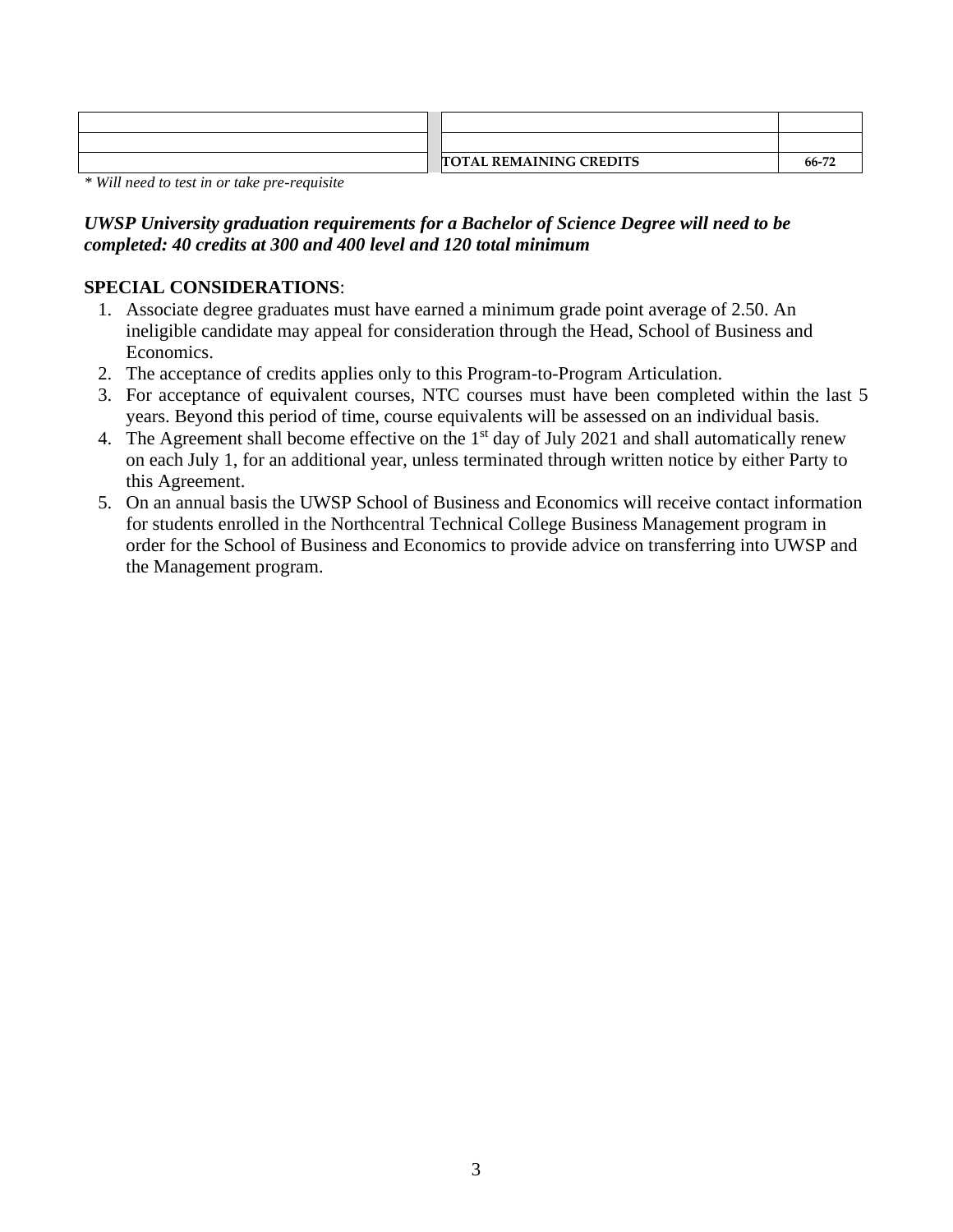| | | | |
|---|---|---|---|
| | | | |
| | | | |
| | | TOTAL REMAINING CREDITS | 66-72 |

*\* Will need to test in or take pre-requisite*

***UWSP University graduation requirements for a Bachelor of Science Degree will need to be completed: 40 credits at 300 and 400 level and 120 total minimum***

**SPECIAL CONSIDERATIONS**:

1. Associate degree graduates must have earned a minimum grade point average of 2.50. An ineligible candidate may appeal for consideration through the Head, School of Business and Economics.
2. The acceptance of credits applies only to this Program-to-Program Articulation.
3. For acceptance of equivalent courses, NTC courses must have been completed within the last 5 years. Beyond this period of time, course equivalents will be assessed on an individual basis.
4. The Agreement shall become effective on the 1st day of July 2021 and shall automatically renew on each July 1, for an additional year, unless terminated through written notice by either Party to this Agreement.
5. On an annual basis the UWSP School of Business and Economics will receive contact information for students enrolled in the Northcentral Technical College Business Management program in order for the School of Business and Economics to provide advice on transferring into UWSP and the Management program.